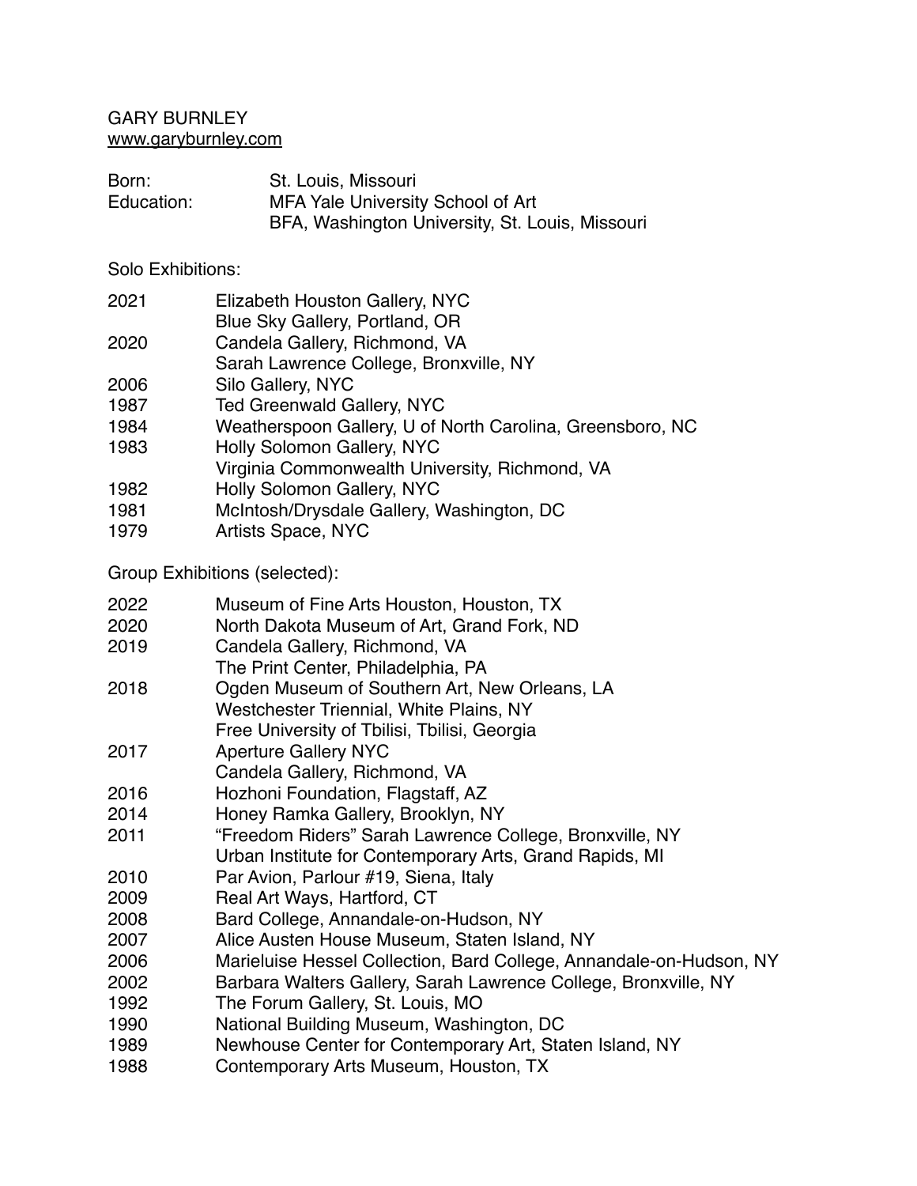GARY BURNLEY
www.garyburnley.com

| | |
|---|---|
| Born: | St. Louis, Missouri |
| Education: | MFA Yale University School of Art |
| | BFA, Washington University, St. Louis, Missouri |

Solo Exhibitions:

| | |
|---|---|
| 2021 | Elizabeth Houston Gallery, NYC |
| | Blue Sky Gallery, Portland, OR |
| 2020 | Candela Gallery, Richmond, VA |
| | Sarah Lawrence College, Bronxville, NY |
| 2006 | Silo Gallery, NYC |
| 1987 | Ted Greenwald Gallery, NYC |
| 1984 | Weatherspoon Gallery, U of North Carolina, Greensboro, NC |
| 1983 | Holly Solomon Gallery, NYC |
| | Virginia Commonwealth University, Richmond, VA |
| 1982 | Holly Solomon Gallery, NYC |
| 1981 | McIntosh/Drysdale Gallery, Washington, DC |
| 1979 | Artists Space, NYC |

Group Exhibitions (selected):

| | |
|---|---|
| 2022 | Museum of Fine Arts Houston, Houston, TX |
| 2020 | North Dakota Museum of Art, Grand Fork, ND |
| 2019 | Candela Gallery, Richmond, VA |
| | The Print Center, Philadelphia, PA |
| 2018 | Ogden Museum of Southern Art, New Orleans, LA |
| | Westchester Triennial, White Plains, NY |
| | Free University of Tbilisi, Tbilisi, Georgia |
| 2017 | Aperture Gallery NYC |
| | Candela Gallery, Richmond, VA |
| 2016 | Hozhoni Foundation, Flagstaff, AZ |
| 2014 | Honey Ramka Gallery, Brooklyn, NY |
| 2011 | "Freedom Riders" Sarah Lawrence College, Bronxville, NY |
| | Urban Institute for Contemporary Arts, Grand Rapids, MI |
| 2010 | Par Avion, Parlour #19, Siena, Italy |
| 2009 | Real Art Ways, Hartford, CT |
| 2008 | Bard College, Annandale-on-Hudson, NY |
| 2007 | Alice Austen House Museum, Staten Island, NY |
| 2006 | Marieluise Hessel Collection, Bard College, Annandale-on-Hudson, NY |
| 2002 | Barbara Walters Gallery, Sarah Lawrence College, Bronxville, NY |
| 1992 | The Forum Gallery, St. Louis, MO |
| 1990 | National Building Museum, Washington, DC |
| 1989 | Newhouse Center for Contemporary Art, Staten Island, NY |
| 1988 | Contemporary Arts Museum, Houston, TX |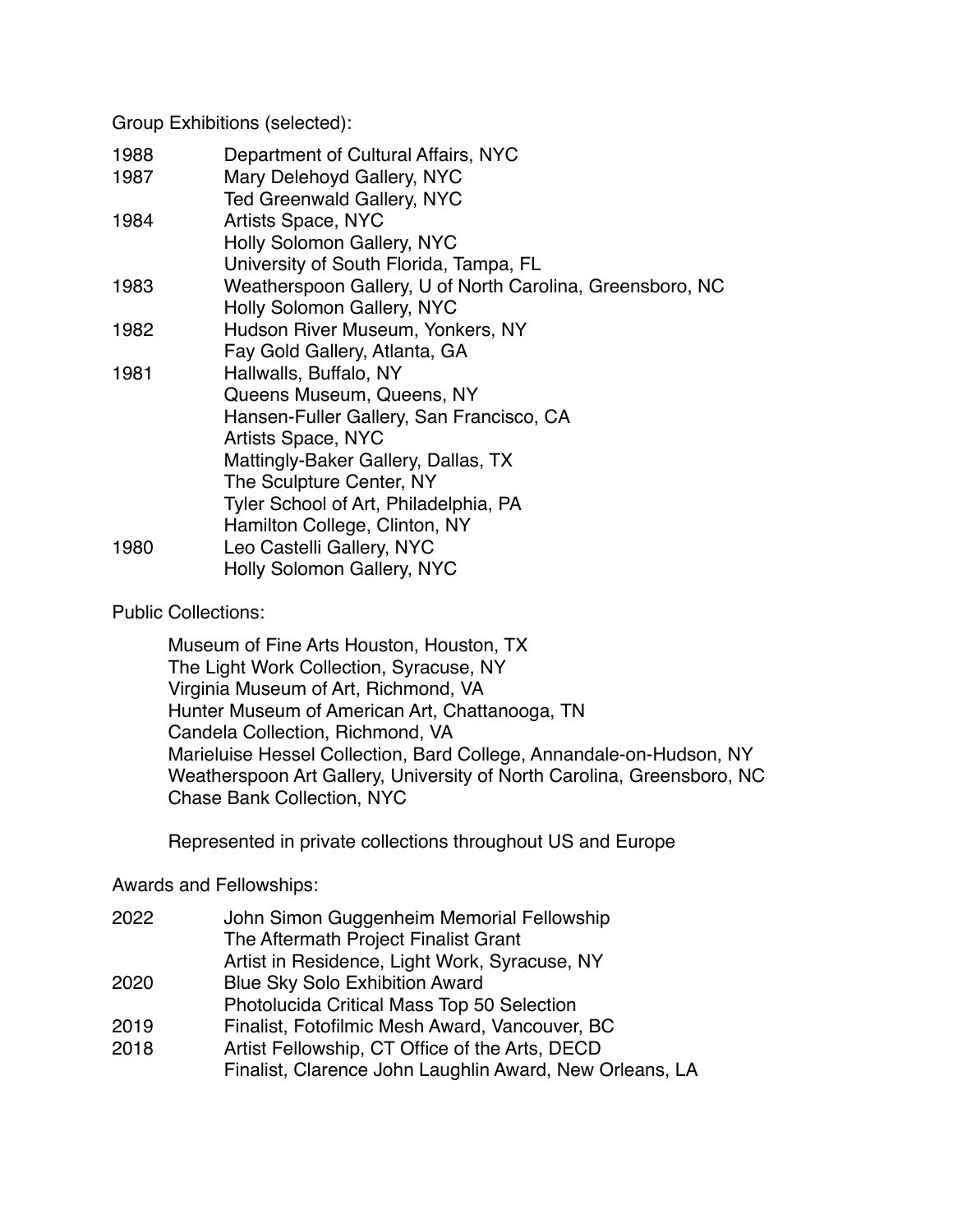Group Exhibitions (selected):

| | |
|---|---|
| 1988 | Department of Cultural Affairs, NYC |
| 1987 | Mary Delehoyd Gallery, NYC |
| | Ted Greenwald Gallery, NYC |
| 1984 | Artists Space, NYC |
| | Holly Solomon Gallery, NYC |
| | University of South Florida, Tampa, FL |
| 1983 | Weatherspoon Gallery, U of North Carolina, Greensboro, NC |
| | Holly Solomon Gallery, NYC |
| 1982 | Hudson River Museum, Yonkers, NY |
| | Fay Gold Gallery, Atlanta, GA |
| 1981 | Hallwalls, Buffalo, NY |
| | Queens Museum, Queens, NY |
| | Hansen-Fuller Gallery, San Francisco, CA |
| | Artists Space, NYC |
| | Mattingly-Baker Gallery, Dallas, TX |
| | The Sculpture Center, NY |
| | Tyler School of Art, Philadelphia, PA |
| | Hamilton College, Clinton, NY |
| 1980 | Leo Castelli Gallery, NYC |
| | Holly Solomon Gallery, NYC |

Public Collections:

Museum of Fine Arts Houston, Houston, TX
The Light Work Collection, Syracuse, NY
Virginia Museum of Art, Richmond, VA
Hunter Museum of American Art, Chattanooga, TN
Candela Collection, Richmond, VA
Marieluise Hessel Collection, Bard College, Annandale-on-Hudson, NY
Weatherspoon Art Gallery, University of North Carolina, Greensboro, NC
Chase Bank Collection, NYC

Represented in private collections throughout US and Europe

Awards and Fellowships:

| | |
|---|---|
| 2022 | John Simon Guggenheim Memorial Fellowship |
| | The Aftermath Project Finalist Grant |
| | Artist in Residence, Light Work, Syracuse, NY |
| 2020 | Blue Sky Solo Exhibition Award |
| | Photolucida Critical Mass Top 50 Selection |
| 2019 | Finalist, Fotofilmic Mesh Award, Vancouver, BC |
| 2018 | Artist Fellowship, CT Office of the Arts, DECD |
| | Finalist, Clarence John Laughlin Award, New Orleans, LA |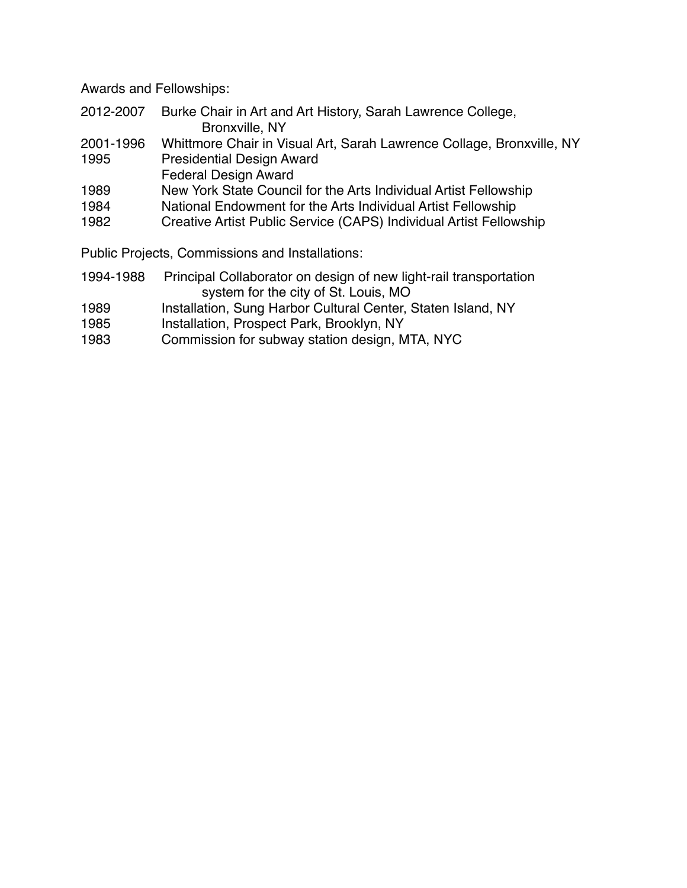Awards and Fellowships:

| | |
|---|---|
| 2012-2007 | Burke Chair in Art and Art History, Sarah Lawrence College, Bronxville, NY |
| 2001-1996 | Whittmore Chair in Visual Art, Sarah Lawrence Collage, Bronxville, NY |
| 1995 | Presidential Design Award<br>Federal Design Award |
| 1989 | New York State Council for the Arts Individual Artist Fellowship |
| 1984 | National Endowment for the Arts Individual Artist Fellowship |
| 1982 | Creative Artist Public Service (CAPS) Individual Artist Fellowship |

Public Projects, Commissions and Installations:

| | |
|---|---|
| 1994-1988 | Principal Collaborator on design of new light-rail transportation system for the city of St. Louis, MO |
| 1989 | Installation, Sung Harbor Cultural Center, Staten Island, NY |
| 1985 | Installation, Prospect Park, Brooklyn, NY |
| 1983 | Commission for subway station design, MTA, NYC |